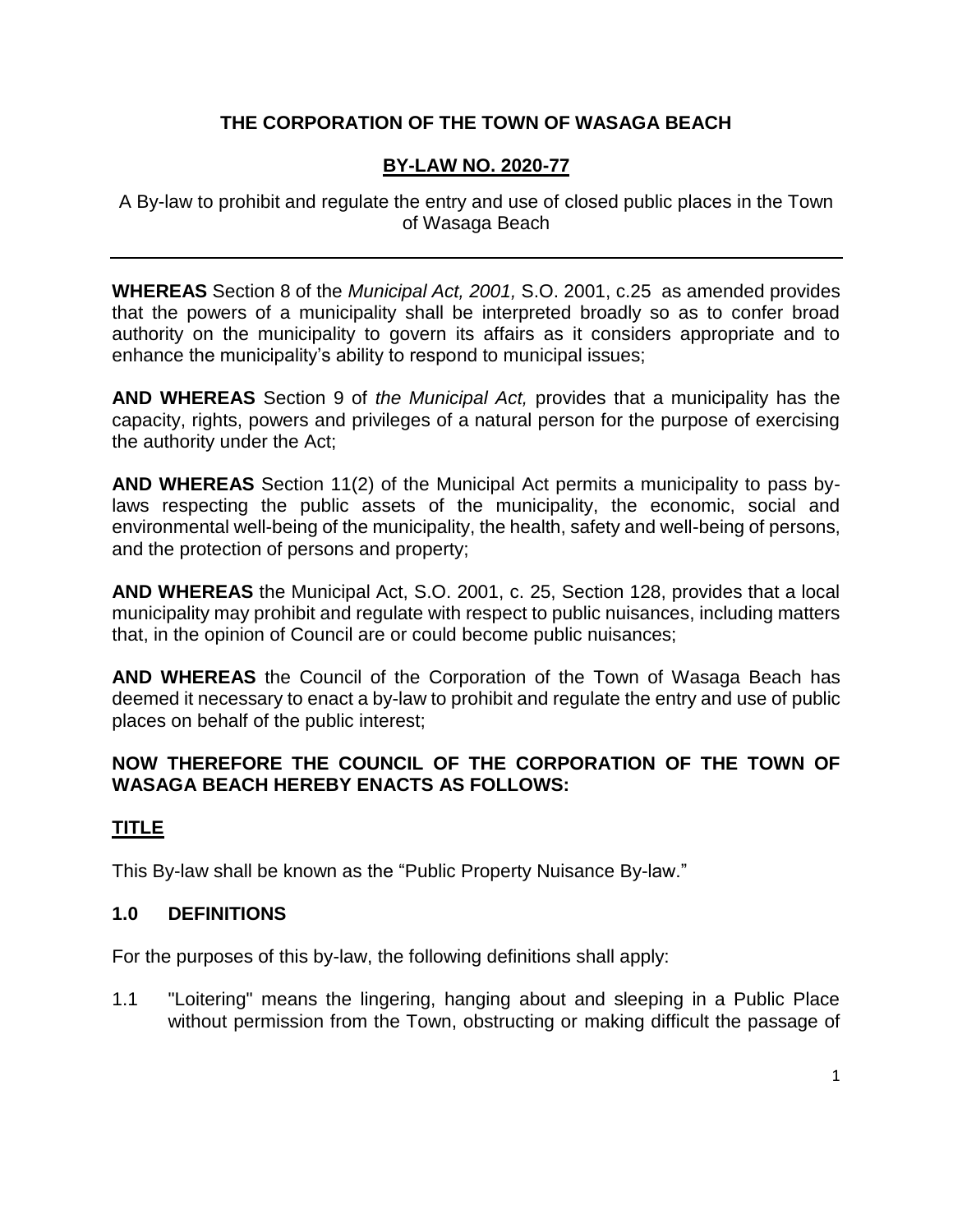# THE CORPORATION OF THE TOWN OF WASAGA BEACH

## BY-LAW NO. 2020-77

A By-law to prohibit and regulate the entry and use of closed public places in the Town of Wasaga Beach

---

**WHEREAS** Section 8 of the *Municipal Act, 2001,* S.O. 2001, c.25 as amended provides that the powers of a municipality shall be interpreted broadly so as to confer broad authority on the municipality to govern its affairs as it considers appropriate and to enhance the municipality's ability to respond to municipal issues;

**AND WHEREAS** Section 9 of *the Municipal Act,* provides that a municipality has the capacity, rights, powers and privileges of a natural person for the purpose of exercising the authority under the Act;

**AND WHEREAS** Section 11(2) of the Municipal Act permits a municipality to pass by-laws respecting the public assets of the municipality, the economic, social and environmental well-being of the municipality, the health, safety and well-being of persons, and the protection of persons and property;

**AND WHEREAS** the Municipal Act, S.O. 2001, c. 25, Section 128, provides that a local municipality may prohibit and regulate with respect to public nuisances, including matters that, in the opinion of Council are or could become public nuisances;

**AND WHEREAS** the Council of the Corporation of the Town of Wasaga Beach has deemed it necessary to enact a by-law to prohibit and regulate the entry and use of public places on behalf of the public interest;

**NOW THEREFORE THE COUNCIL OF THE CORPORATION OF THE TOWN OF WASAGA BEACH HEREBY ENACTS AS FOLLOWS:**

## TITLE

This By-law shall be known as the "Public Property Nuisance By-law."

### 1.0 DEFINITIONS

For the purposes of this by-law, the following definitions shall apply:

1.1 "Loitering" means the lingering, hanging about and sleeping in a Public Place without permission from the Town, obstructing or making difficult the passage of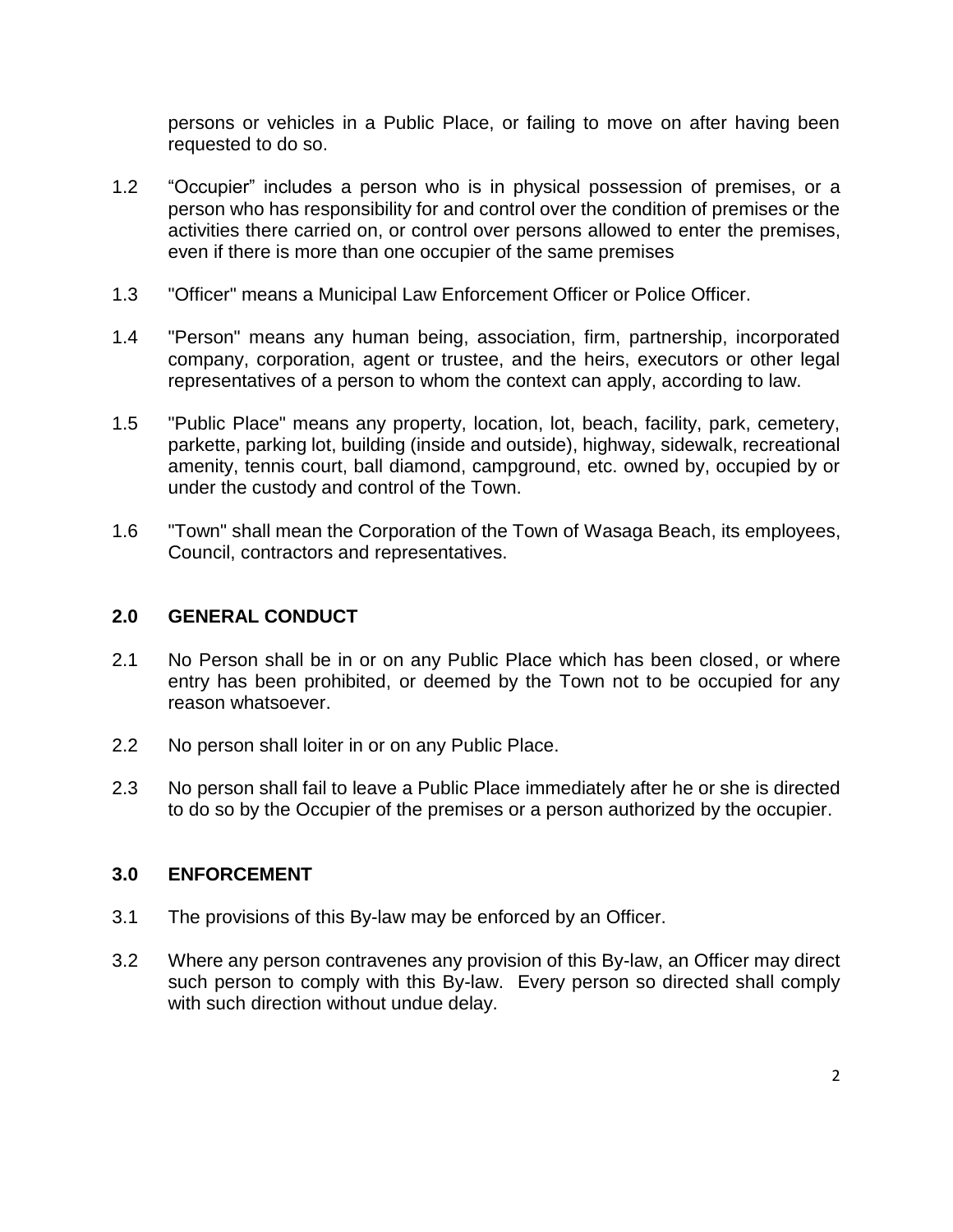persons or vehicles in a Public Place, or failing to move on after having been requested to do so.

1.2 “Occupier” includes a person who is in physical possession of premises, or a person who has responsibility for and control over the condition of premises or the activities there carried on, or control over persons allowed to enter the premises, even if there is more than one occupier of the same premises

1.3 "Officer" means a Municipal Law Enforcement Officer or Police Officer.

1.4 "Person" means any human being, association, firm, partnership, incorporated company, corporation, agent or trustee, and the heirs, executors or other legal representatives of a person to whom the context can apply, according to law.

1.5 "Public Place" means any property, location, lot, beach, facility, park, cemetery, parkette, parking lot, building (inside and outside), highway, sidewalk, recreational amenity, tennis court, ball diamond, campground, etc. owned by, occupied by or under the custody and control of the Town.

1.6 "Town" shall mean the Corporation of the Town of Wasaga Beach, its employees, Council, contractors and representatives.

## 2.0 GENERAL CONDUCT

2.1 No Person shall be in or on any Public Place which has been closed, or where entry has been prohibited, or deemed by the Town not to be occupied for any reason whatsoever.

2.2 No person shall loiter in or on any Public Place.

2.3 No person shall fail to leave a Public Place immediately after he or she is directed to do so by the Occupier of the premises or a person authorized by the occupier.

## 3.0 ENFORCEMENT

3.1 The provisions of this By-law may be enforced by an Officer.

3.2 Where any person contravenes any provision of this By-law, an Officer may direct such person to comply with this By-law. Every person so directed shall comply with such direction without undue delay.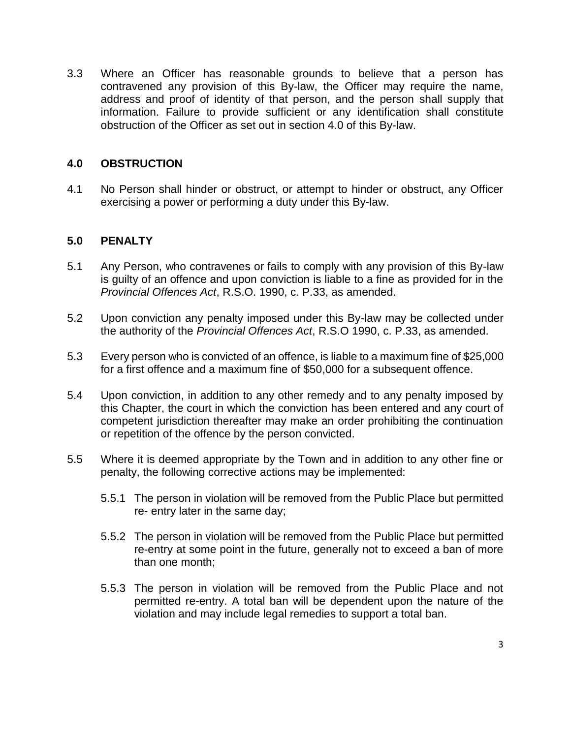3.3 Where an Officer has reasonable grounds to believe that a person has contravened any provision of this By-law, the Officer may require the name, address and proof of identity of that person, and the person shall supply that information. Failure to provide sufficient or any identification shall constitute obstruction of the Officer as set out in section 4.0 of this By-law.

## 4.0 OBSTRUCTION

4.1 No Person shall hinder or obstruct, or attempt to hinder or obstruct, any Officer exercising a power or performing a duty under this By-law.

## 5.0 PENALTY

5.1 Any Person, who contravenes or fails to comply with any provision of this By-law is guilty of an offence and upon conviction is liable to a fine as provided for in the *Provincial Offences Act*, R.S.O. 1990, c. P.33, as amended.

5.2 Upon conviction any penalty imposed under this By-law may be collected under the authority of the *Provincial Offences Act*, R.S.O 1990, c. P.33, as amended.

5.3 Every person who is convicted of an offence, is liable to a maximum fine of $25,000 for a first offence and a maximum fine of $50,000 for a subsequent offence.

5.4 Upon conviction, in addition to any other remedy and to any penalty imposed by this Chapter, the court in which the conviction has been entered and any court of competent jurisdiction thereafter may make an order prohibiting the continuation or repetition of the offence by the person convicted.

5.5 Where it is deemed appropriate by the Town and in addition to any other fine or penalty, the following corrective actions may be implemented:

5.5.1 The person in violation will be removed from the Public Place but permitted re- entry later in the same day;

5.5.2 The person in violation will be removed from the Public Place but permitted re-entry at some point in the future, generally not to exceed a ban of more than one month;

5.5.3 The person in violation will be removed from the Public Place and not permitted re-entry. A total ban will be dependent upon the nature of the violation and may include legal remedies to support a total ban.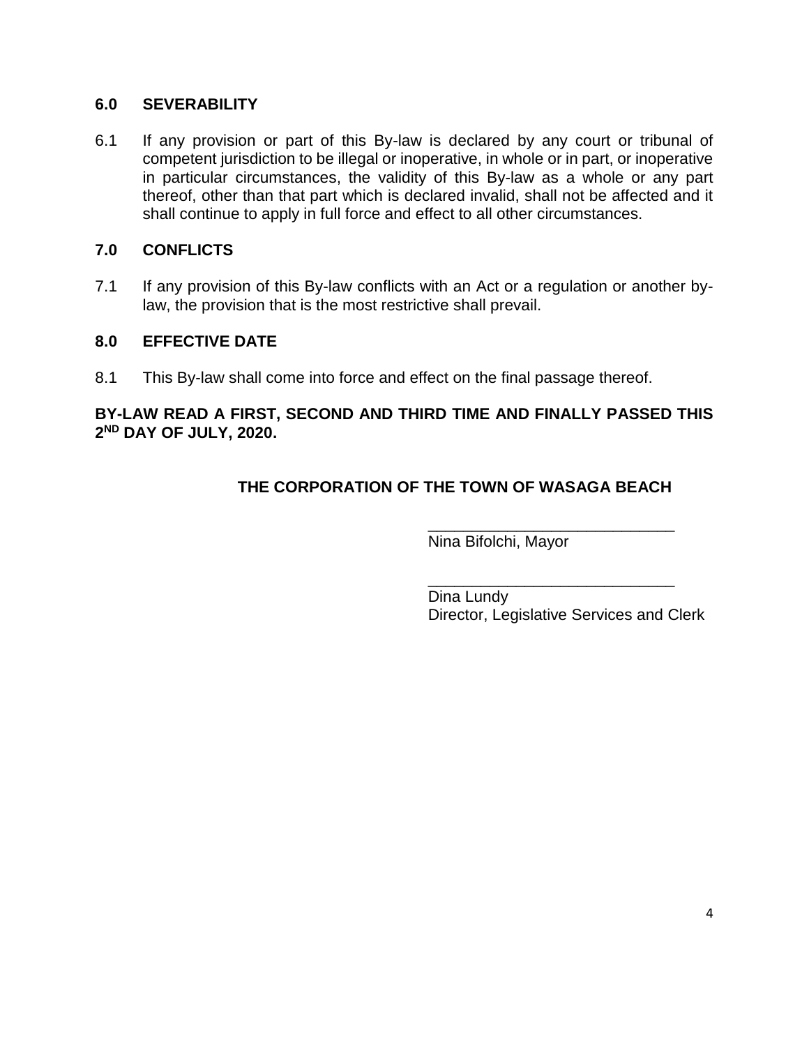## 6.0 SEVERABILITY

6.1 If any provision or part of this By-law is declared by any court or tribunal of competent jurisdiction to be illegal or inoperative, in whole or in part, or inoperative in particular circumstances, the validity of this By-law as a whole or any part thereof, other than that part which is declared invalid, shall not be affected and it shall continue to apply in full force and effect to all other circumstances.

## 7.0 CONFLICTS

7.1 If any provision of this By-law conflicts with an Act or a regulation or another by-law, the provision that is the most restrictive shall prevail.

## 8.0 EFFECTIVE DATE

8.1 This By-law shall come into force and effect on the final passage thereof.

**BY-LAW READ A FIRST, SECOND AND THIRD TIME AND FINALLY PASSED THIS 2ND DAY OF JULY, 2020.**

**THE CORPORATION OF THE TOWN OF WASAGA BEACH**

_____________________________
Nina Bifolchi, Mayor

_____________________________
Dina Lundy
Director, Legislative Services and Clerk